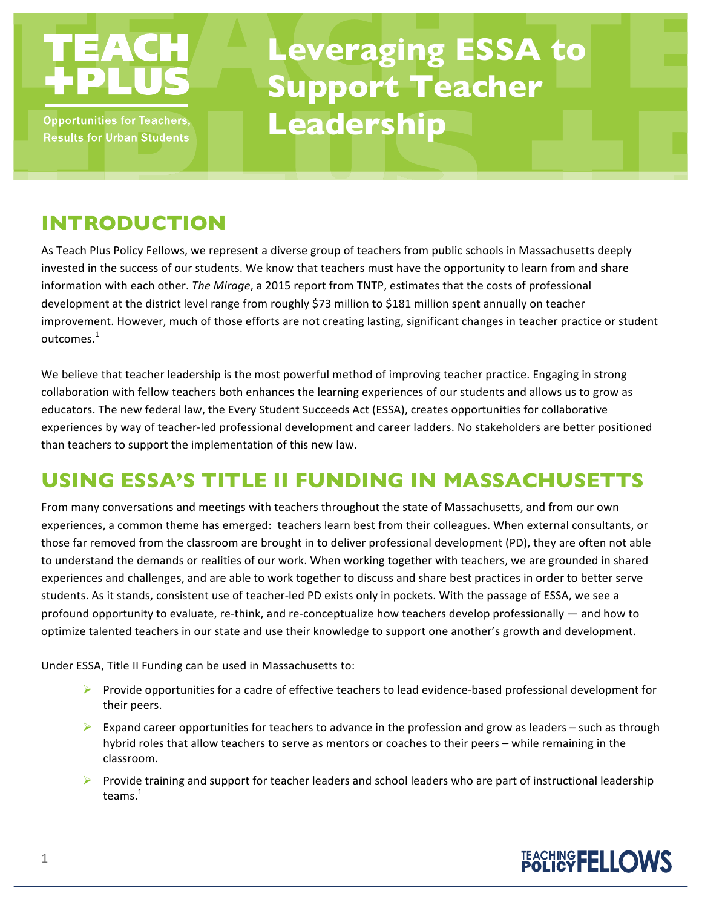**TEACH +PLUS**

Opportunities for Teachers, Results for Urban Students

# Leveraging ESSA to Support Teacher Leadership

## INTRODUCTION

As Teach Plus Policy Fellows, we represent a diverse group of teachers from public schools in Massachusetts deeply invested in the success of our students. We know that teachers must have the opportunity to learn from and share information with each other. *The Mirage*, a 2015 report from TNTP, estimates that the costs of professional development at the district level range from roughly $73 million to $181 million spent annually on teacher improvement. However, much of those efforts are not creating lasting, significant changes in teacher practice or student outcomes.[1]

We believe that teacher leadership is the most powerful method of improving teacher practice. Engaging in strong collaboration with fellow teachers both enhances the learning experiences of our students and allows us to grow as educators. The new federal law, the Every Student Succeeds Act (ESSA), creates opportunities for collaborative experiences by way of teacher-led professional development and career ladders. No stakeholders are better positioned than teachers to support the implementation of this new law.

## USING ESSA'S TITLE II FUNDING IN MASSACHUSETTS

From many conversations and meetings with teachers throughout the state of Massachusetts, and from our own experiences, a common theme has emerged: teachers learn best from their colleagues. When external consultants, or those far removed from the classroom are brought in to deliver professional development (PD), they are often not able to understand the demands or realities of our work. When working together with teachers, we are grounded in shared experiences and challenges, and are able to work together to discuss and share best practices in order to better serve students. As it stands, consistent use of teacher-led PD exists only in pockets. With the passage of ESSA, we see a profound opportunity to evaluate, re-think, and re-conceptualize how teachers develop professionally — and how to optimize talented teachers in our state and use their knowledge to support one another's growth and development.

Under ESSA, Title II Funding can be used in Massachusetts to:

- Provide opportunities for a cadre of effective teachers to lead evidence-based professional development for their peers.
- Expand career opportunities for teachers to advance in the profession and grow as leaders – such as through hybrid roles that allow teachers to serve as mentors or coaches to their peers – while remaining in the classroom.
- Provide training and support for teacher leaders and school leaders who are part of instructional leadership teams.[1]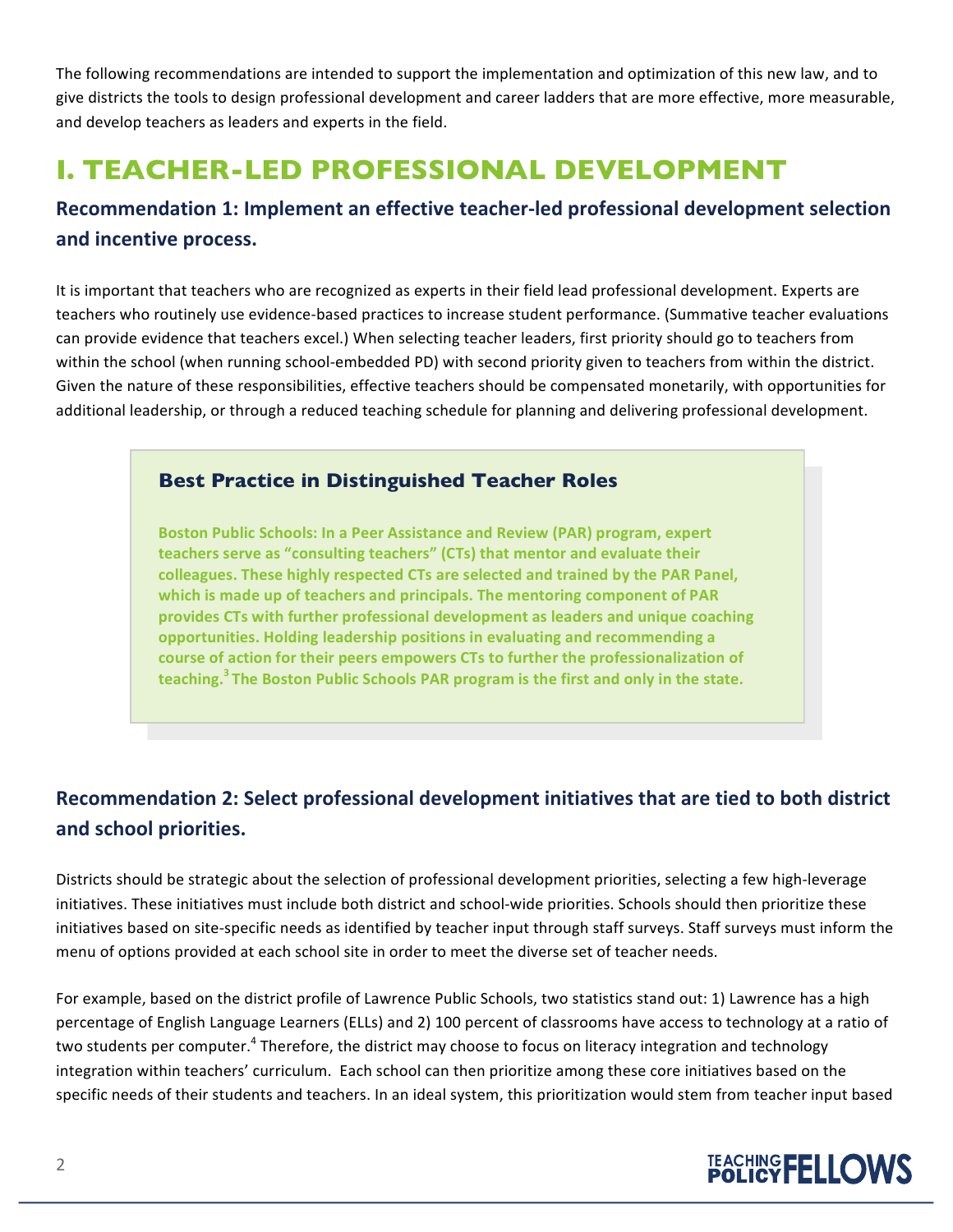The following recommendations are intended to support the implementation and optimization of this new law, and to give districts the tools to design professional development and career ladders that are more effective, more measurable, and develop teachers as leaders and experts in the field.

# I. TEACHER-LED PROFESSIONAL DEVELOPMENT

## Recommendation 1: Implement an effective teacher-led professional development selection and incentive process.

It is important that teachers who are recognized as experts in their field lead professional development. Experts are teachers who routinely use evidence-based practices to increase student performance. (Summative teacher evaluations can provide evidence that teachers excel.) When selecting teacher leaders, first priority should go to teachers from within the school (when running school-embedded PD) with second priority given to teachers from within the district. Given the nature of these responsibilities, effective teachers should be compensated monetarily, with opportunities for additional leadership, or through a reduced teaching schedule for planning and delivering professional development.

### Best Practice in Distinguished Teacher Roles

**Boston Public Schools: In a Peer Assistance and Review (PAR) program, expert teachers serve as "consulting teachers" (CTs) that mentor and evaluate their colleagues. These highly respected CTs are selected and trained by the PAR Panel, which is made up of teachers and principals. The mentoring component of PAR provides CTs with further professional development as leaders and unique coaching opportunities. Holding leadership positions in evaluating and recommending a course of action for their peers empowers CTs to further the professionalization of teaching.[3] The Boston Public Schools PAR program is the first and only in the state.**

## Recommendation 2: Select professional development initiatives that are tied to both district and school priorities.

Districts should be strategic about the selection of professional development priorities, selecting a few high-leverage initiatives. These initiatives must include both district and school-wide priorities. Schools should then prioritize these initiatives based on site-specific needs as identified by teacher input through staff surveys. Staff surveys must inform the menu of options provided at each school site in order to meet the diverse set of teacher needs.

For example, based on the district profile of Lawrence Public Schools, two statistics stand out: 1) Lawrence has a high percentage of English Language Learners (ELLs) and 2) 100 percent of classrooms have access to technology at a ratio of two students per computer.[4] Therefore, the district may choose to focus on literacy integration and technology integration within teachers' curriculum. Each school can then prioritize among these core initiatives based on the specific needs of their students and teachers. In an ideal system, this prioritization would stem from teacher input based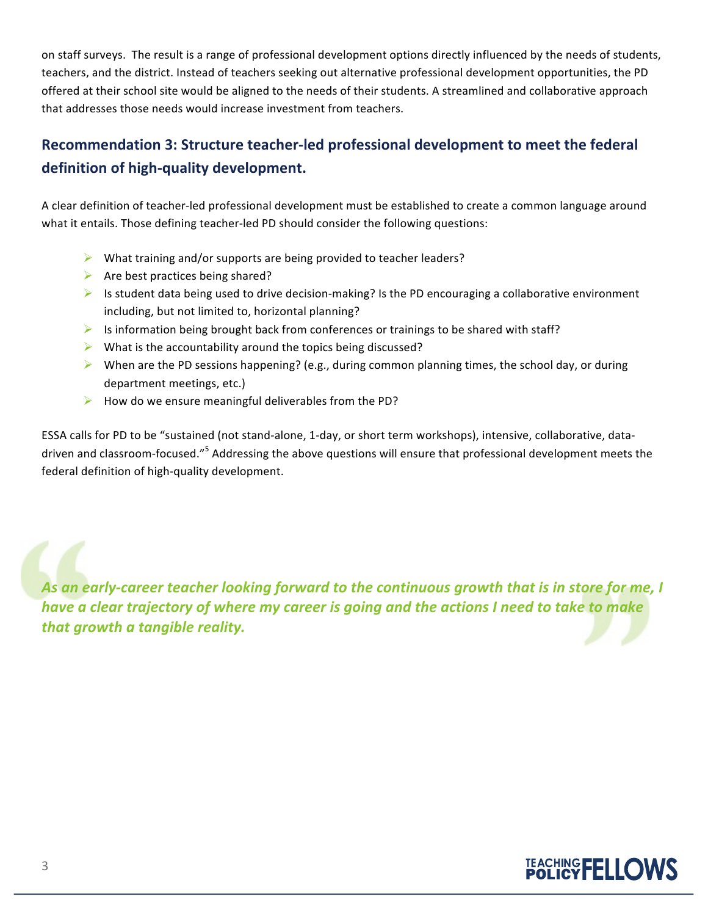on staff surveys. The result is a range of professional development options directly influenced by the needs of students, teachers, and the district. Instead of teachers seeking out alternative professional development opportunities, the PD offered at their school site would be aligned to the needs of their students. A streamlined and collaborative approach that addresses those needs would increase investment from teachers.

## Recommendation 3: Structure teacher-led professional development to meet the federal definition of high-quality development.

A clear definition of teacher-led professional development must be established to create a common language around what it entails. Those defining teacher-led PD should consider the following questions:

- What training and/or supports are being provided to teacher leaders?
- Are best practices being shared?
- Is student data being used to drive decision-making? Is the PD encouraging a collaborative environment including, but not limited to, horizontal planning?
- Is information being brought back from conferences or trainings to be shared with staff?
- What is the accountability around the topics being discussed?
- When are the PD sessions happening? (e.g., during common planning times, the school day, or during department meetings, etc.)
- How do we ensure meaningful deliverables from the PD?

ESSA calls for PD to be "sustained (not stand-alone, 1-day, or short term workshops), intensive, collaborative, data-driven and classroom-focused."[5] Addressing the above questions will ensure that professional development meets the federal definition of high-quality development.

> ***As an early-career teacher looking forward to the continuous growth that is in store for me, I have a clear trajectory of where my career is going and the actions I need to take to make that growth a tangible reality.***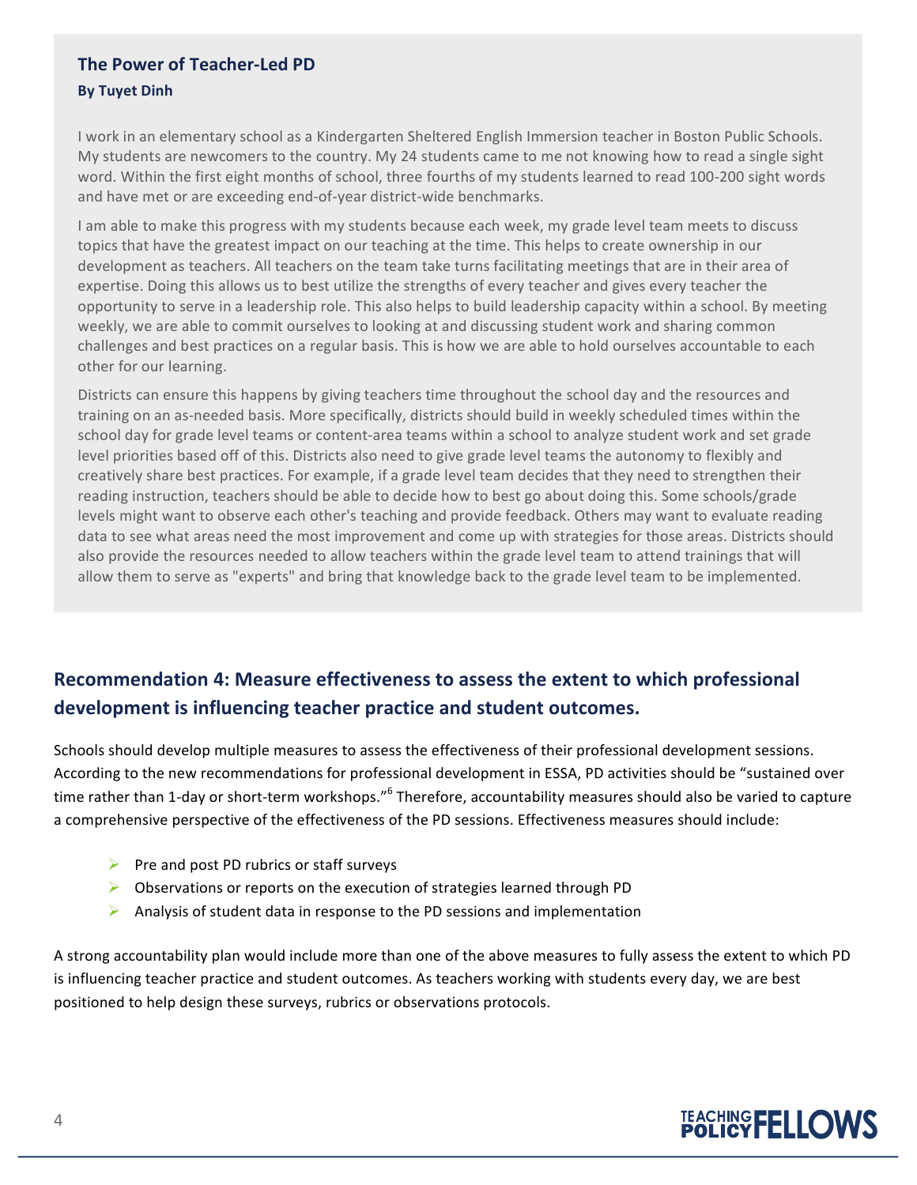### The Power of Teacher-Led PD

**By Tuyet Dinh**

I work in an elementary school as a Kindergarten Sheltered English Immersion teacher in Boston Public Schools. My students are newcomers to the country. My 24 students came to me not knowing how to read a single sight word. Within the first eight months of school, three fourths of my students learned to read 100-200 sight words and have met or are exceeding end-of-year district-wide benchmarks.

I am able to make this progress with my students because each week, my grade level team meets to discuss topics that have the greatest impact on our teaching at the time. This helps to create ownership in our development as teachers. All teachers on the team take turns facilitating meetings that are in their area of expertise. Doing this allows us to best utilize the strengths of every teacher and gives every teacher the opportunity to serve in a leadership role. This also helps to build leadership capacity within a school. By meeting weekly, we are able to commit ourselves to looking at and discussing student work and sharing common challenges and best practices on a regular basis. This is how we are able to hold ourselves accountable to each other for our learning.

Districts can ensure this happens by giving teachers time throughout the school day and the resources and training on an as-needed basis. More specifically, districts should build in weekly scheduled times within the school day for grade level teams or content-area teams within a school to analyze student work and set grade level priorities based off of this. Districts also need to give grade level teams the autonomy to flexibly and creatively share best practices. For example, if a grade level team decides that they need to strengthen their reading instruction, teachers should be able to decide how to best go about doing this. Some schools/grade levels might want to observe each other's teaching and provide feedback. Others may want to evaluate reading data to see what areas need the most improvement and come up with strategies for those areas. Districts should also provide the resources needed to allow teachers within the grade level team to attend trainings that will allow them to serve as "experts" and bring that knowledge back to the grade level team to be implemented.

## Recommendation 4: Measure effectiveness to assess the extent to which professional development is influencing teacher practice and student outcomes.

Schools should develop multiple measures to assess the effectiveness of their professional development sessions. According to the new recommendations for professional development in ESSA, PD activities should be "sustained over time rather than 1-day or short-term workshops."[6] Therefore, accountability measures should also be varied to capture a comprehensive perspective of the effectiveness of the PD sessions. Effectiveness measures should include:

- Pre and post PD rubrics or staff surveys
- Observations or reports on the execution of strategies learned through PD
- Analysis of student data in response to the PD sessions and implementation

A strong accountability plan would include more than one of the above measures to fully assess the extent to which PD is influencing teacher practice and student outcomes. As teachers working with students every day, we are best positioned to help design these surveys, rubrics or observations protocols.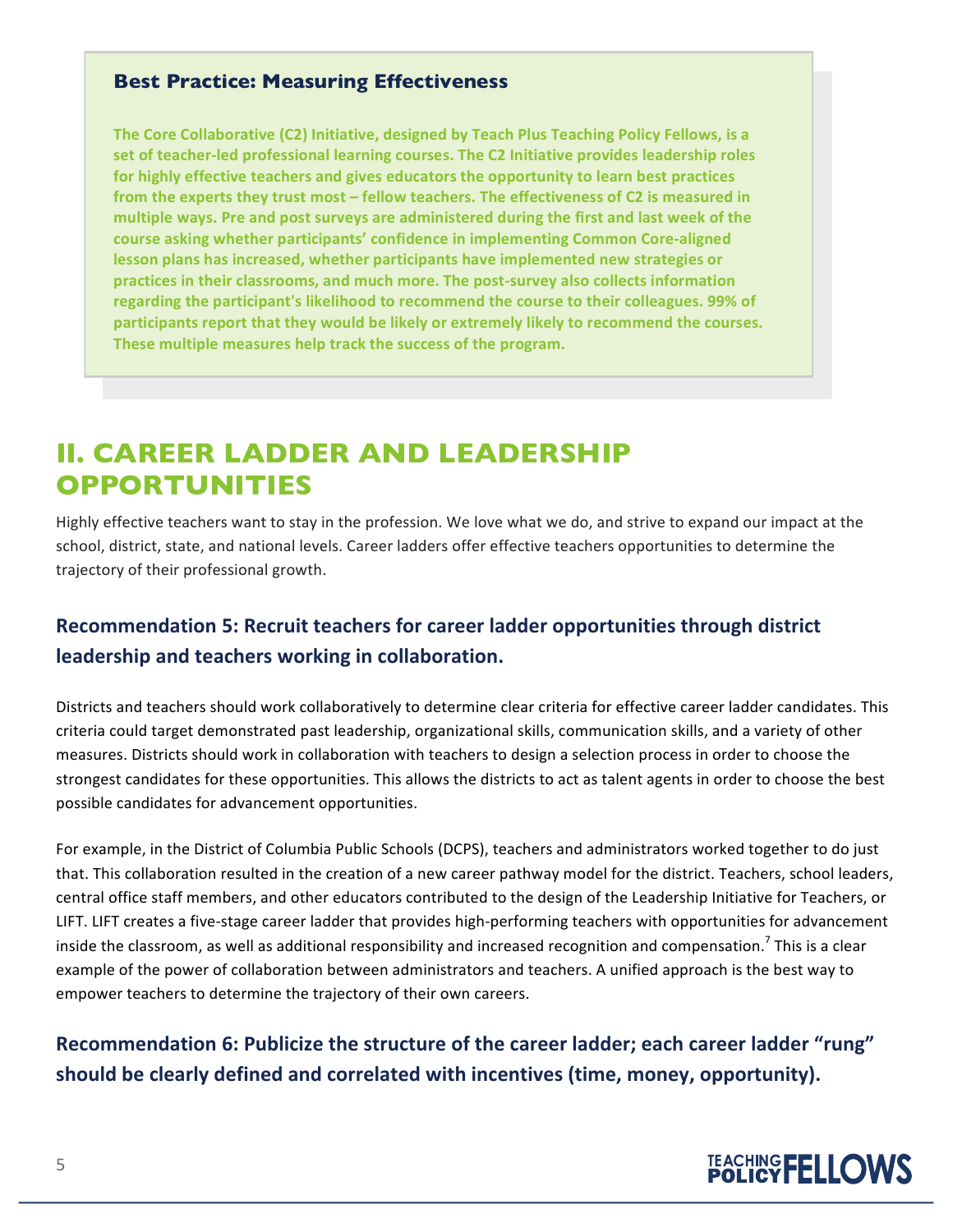### Best Practice: Measuring Effectiveness

**The Core Collaborative (C2) Initiative, designed by Teach Plus Teaching Policy Fellows, is a set of teacher-led professional learning courses. The C2 Initiative provides leadership roles for highly effective teachers and gives educators the opportunity to learn best practices from the experts they trust most – fellow teachers. The effectiveness of C2 is measured in multiple ways. Pre and post surveys are administered during the first and last week of the course asking whether participants' confidence in implementing Common Core-aligned lesson plans has increased, whether participants have implemented new strategies or practices in their classrooms, and much more. The post-survey also collects information regarding the participant's likelihood to recommend the course to their colleagues. 99% of participants report that they would be likely or extremely likely to recommend the courses. These multiple measures help track the success of the program.**

# II. CAREER LADDER AND LEADERSHIP OPPORTUNITIES

Highly effective teachers want to stay in the profession. We love what we do, and strive to expand our impact at the school, district, state, and national levels. Career ladders offer effective teachers opportunities to determine the trajectory of their professional growth.

### Recommendation 5: Recruit teachers for career ladder opportunities through district leadership and teachers working in collaboration.

Districts and teachers should work collaboratively to determine clear criteria for effective career ladder candidates. This criteria could target demonstrated past leadership, organizational skills, communication skills, and a variety of other measures. Districts should work in collaboration with teachers to design a selection process in order to choose the strongest candidates for these opportunities. This allows the districts to act as talent agents in order to choose the best possible candidates for advancement opportunities.

For example, in the District of Columbia Public Schools (DCPS), teachers and administrators worked together to do just that. This collaboration resulted in the creation of a new career pathway model for the district. Teachers, school leaders, central office staff members, and other educators contributed to the design of the Leadership Initiative for Teachers, or LIFT. LIFT creates a five-stage career ladder that provides high-performing teachers with opportunities for advancement inside the classroom, as well as additional responsibility and increased recognition and compensation.[7] This is a clear example of the power of collaboration between administrators and teachers. A unified approach is the best way to empower teachers to determine the trajectory of their own careers.

### Recommendation 6: Publicize the structure of the career ladder; each career ladder "rung" should be clearly defined and correlated with incentives (time, money, opportunity).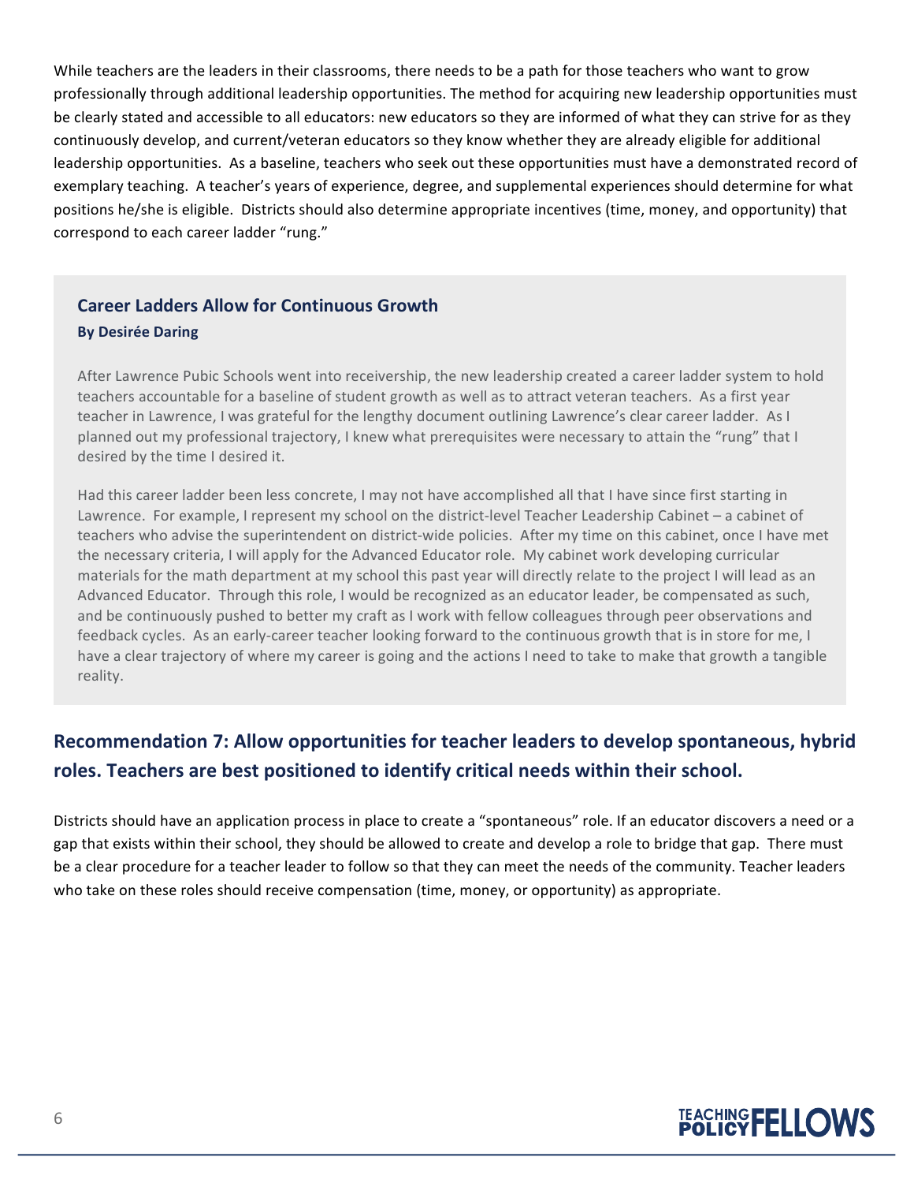While teachers are the leaders in their classrooms, there needs to be a path for those teachers who want to grow professionally through additional leadership opportunities. The method for acquiring new leadership opportunities must be clearly stated and accessible to all educators: new educators so they are informed of what they can strive for as they continuously develop, and current/veteran educators so they know whether they are already eligible for additional leadership opportunities. As a baseline, teachers who seek out these opportunities must have a demonstrated record of exemplary teaching. A teacher's years of experience, degree, and supplemental experiences should determine for what positions he/she is eligible. Districts should also determine appropriate incentives (time, money, and opportunity) that correspond to each career ladder "rung."

### Career Ladders Allow for Continuous Growth

**By Desirée Daring**

After Lawrence Pubic Schools went into receivership, the new leadership created a career ladder system to hold teachers accountable for a baseline of student growth as well as to attract veteran teachers. As a first year teacher in Lawrence, I was grateful for the lengthy document outlining Lawrence's clear career ladder. As I planned out my professional trajectory, I knew what prerequisites were necessary to attain the "rung" that I desired by the time I desired it.

Had this career ladder been less concrete, I may not have accomplished all that I have since first starting in Lawrence. For example, I represent my school on the district-level Teacher Leadership Cabinet – a cabinet of teachers who advise the superintendent on district-wide policies. After my time on this cabinet, once I have met the necessary criteria, I will apply for the Advanced Educator role. My cabinet work developing curricular materials for the math department at my school this past year will directly relate to the project I will lead as an Advanced Educator. Through this role, I would be recognized as an educator leader, be compensated as such, and be continuously pushed to better my craft as I work with fellow colleagues through peer observations and feedback cycles. As an early-career teacher looking forward to the continuous growth that is in store for me, I have a clear trajectory of where my career is going and the actions I need to take to make that growth a tangible reality.

## Recommendation 7: Allow opportunities for teacher leaders to develop spontaneous, hybrid roles. Teachers are best positioned to identify critical needs within their school.

Districts should have an application process in place to create a "spontaneous" role. If an educator discovers a need or a gap that exists within their school, they should be allowed to create and develop a role to bridge that gap. There must be a clear procedure for a teacher leader to follow so that they can meet the needs of the community. Teacher leaders who take on these roles should receive compensation (time, money, or opportunity) as appropriate.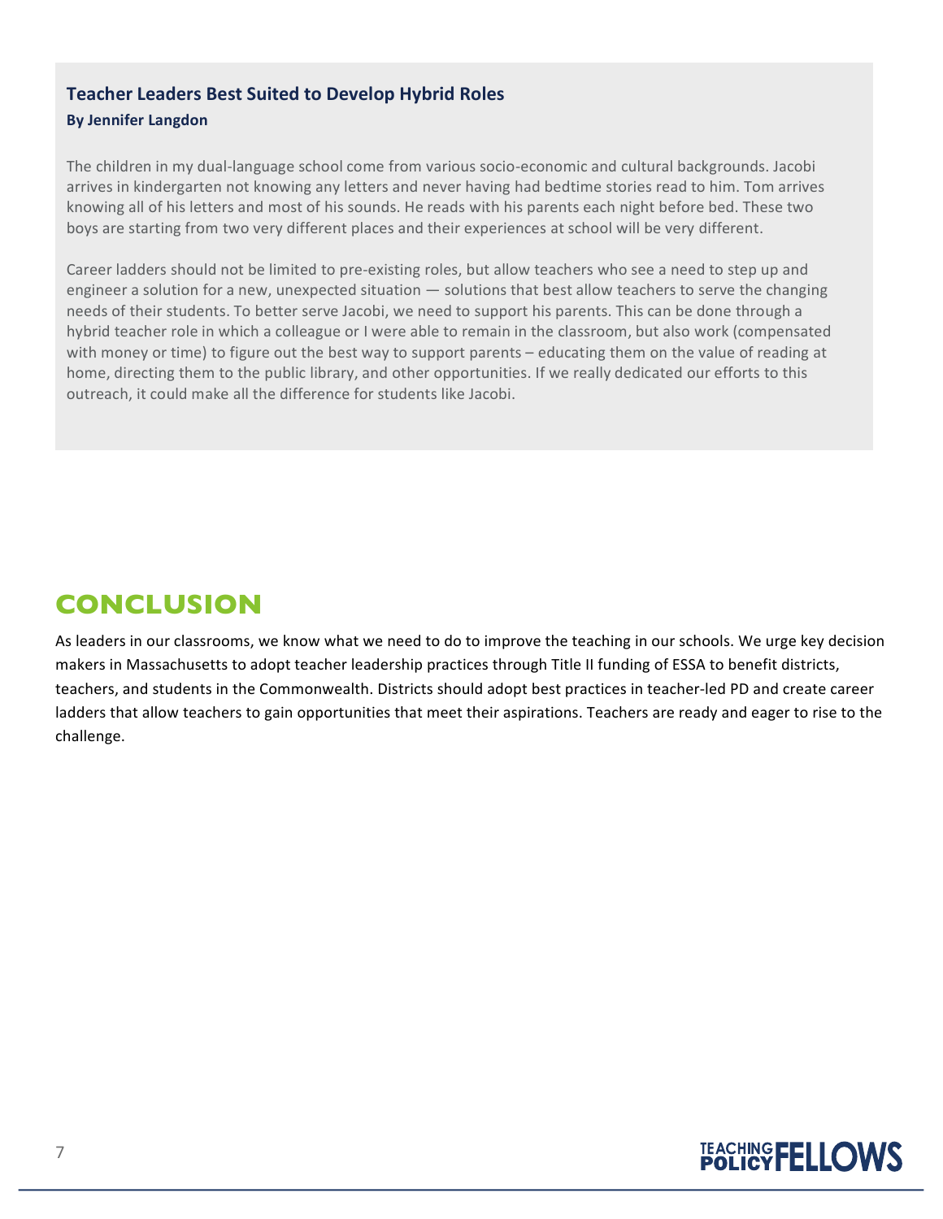### Teacher Leaders Best Suited to Develop Hybrid Roles

**By Jennifer Langdon**

The children in my dual-language school come from various socio-economic and cultural backgrounds. Jacobi arrives in kindergarten not knowing any letters and never having had bedtime stories read to him. Tom arrives knowing all of his letters and most of his sounds. He reads with his parents each night before bed. These two boys are starting from two very different places and their experiences at school will be very different.

Career ladders should not be limited to pre-existing roles, but allow teachers who see a need to step up and engineer a solution for a new, unexpected situation — solutions that best allow teachers to serve the changing needs of their students. To better serve Jacobi, we need to support his parents. This can be done through a hybrid teacher role in which a colleague or I were able to remain in the classroom, but also work (compensated with money or time) to figure out the best way to support parents – educating them on the value of reading at home, directing them to the public library, and other opportunities. If we really dedicated our efforts to this outreach, it could make all the difference for students like Jacobi.

## CONCLUSION

As leaders in our classrooms, we know what we need to do to improve the teaching in our schools. We urge key decision makers in Massachusetts to adopt teacher leadership practices through Title II funding of ESSA to benefit districts, teachers, and students in the Commonwealth. Districts should adopt best practices in teacher-led PD and create career ladders that allow teachers to gain opportunities that meet their aspirations. Teachers are ready and eager to rise to the challenge.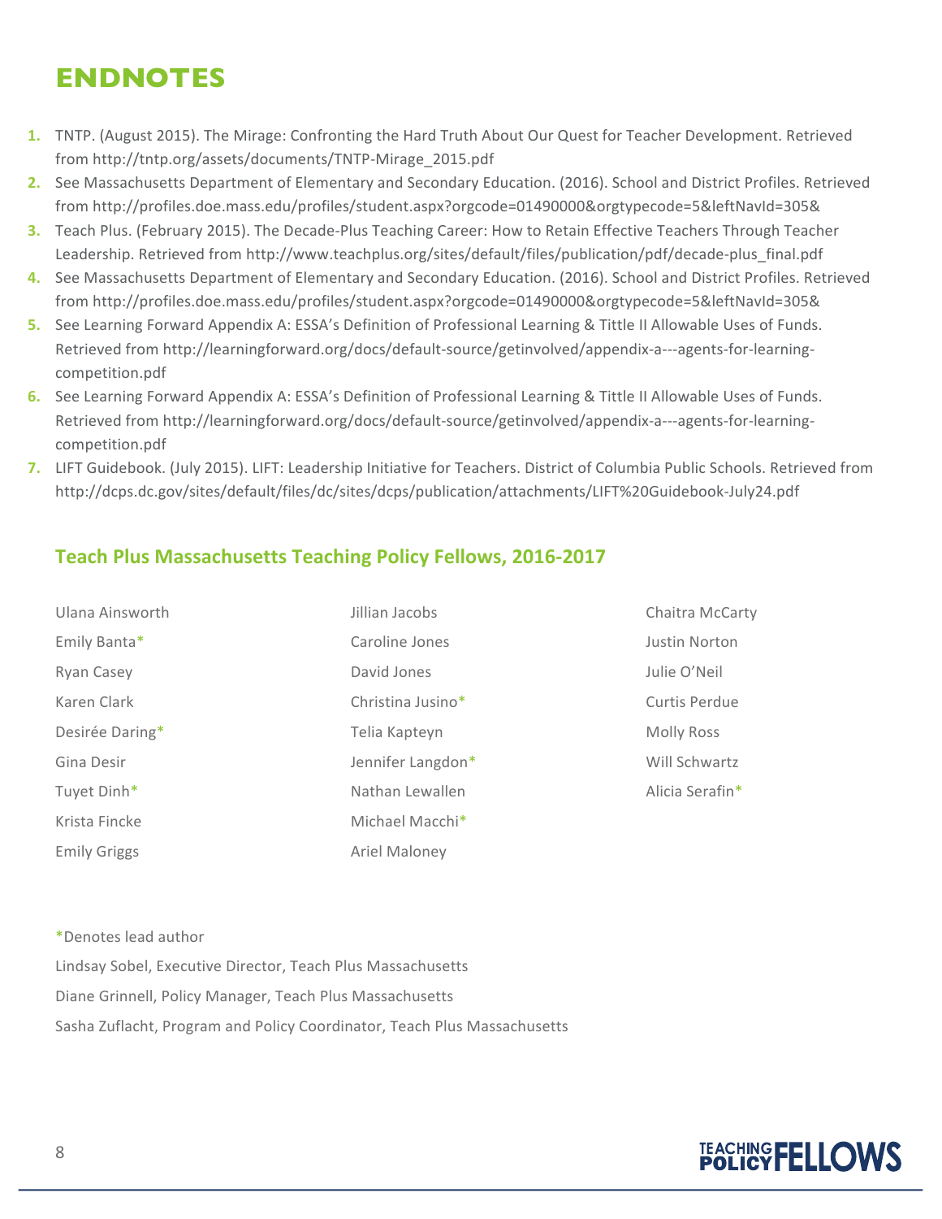# ENDNOTES

1. TNTP. (August 2015). The Mirage: Confronting the Hard Truth About Our Quest for Teacher Development. Retrieved from http://tntp.org/assets/documents/TNTP-Mirage_2015.pdf
2. See Massachusetts Department of Elementary and Secondary Education. (2016). School and District Profiles. Retrieved from http://profiles.doe.mass.edu/profiles/student.aspx?orgcode=01490000&orgtypecode=5&leftNavId=305&
3. Teach Plus. (February 2015). The Decade-Plus Teaching Career: How to Retain Effective Teachers Through Teacher Leadership. Retrieved from http://www.teachplus.org/sites/default/files/publication/pdf/decade-plus_final.pdf
4. See Massachusetts Department of Elementary and Secondary Education. (2016). School and District Profiles. Retrieved from http://profiles.doe.mass.edu/profiles/student.aspx?orgcode=01490000&orgtypecode=5&leftNavId=305&
5. See Learning Forward Appendix A: ESSA's Definition of Professional Learning & Tittle II Allowable Uses of Funds. Retrieved from http://learningforward.org/docs/default-source/getinvolved/appendix-a---agents-for-learning-competition.pdf
6. See Learning Forward Appendix A: ESSA's Definition of Professional Learning & Tittle II Allowable Uses of Funds. Retrieved from http://learningforward.org/docs/default-source/getinvolved/appendix-a---agents-for-learning-competition.pdf
7. LIFT Guidebook. (July 2015). LIFT: Leadership Initiative for Teachers. District of Columbia Public Schools. Retrieved from http://dcps.dc.gov/sites/default/files/dc/sites/dcps/publication/attachments/LIFT%20Guidebook-July24.pdf

## Teach Plus Massachusetts Teaching Policy Fellows, 2016-2017

Ulana Ainsworth
Emily Banta*
Ryan Casey
Karen Clark
Desirée Daring*
Gina Desir
Tuyet Dinh*
Krista Fincke
Emily Griggs
Jillian Jacobs
Caroline Jones
David Jones
Christina Jusino*
Telia Kapteyn
Jennifer Langdon*
Nathan Lewallen
Michael Macchi*
Ariel Maloney
Chaitra McCarty
Justin Norton
Julie O'Neil
Curtis Perdue
Molly Ross
Will Schwartz
Alicia Serafin*

*Denotes lead author

Lindsay Sobel, Executive Director, Teach Plus Massachusetts

Diane Grinnell, Policy Manager, Teach Plus Massachusetts

Sasha Zuflacht, Program and Policy Coordinator, Teach Plus Massachusetts